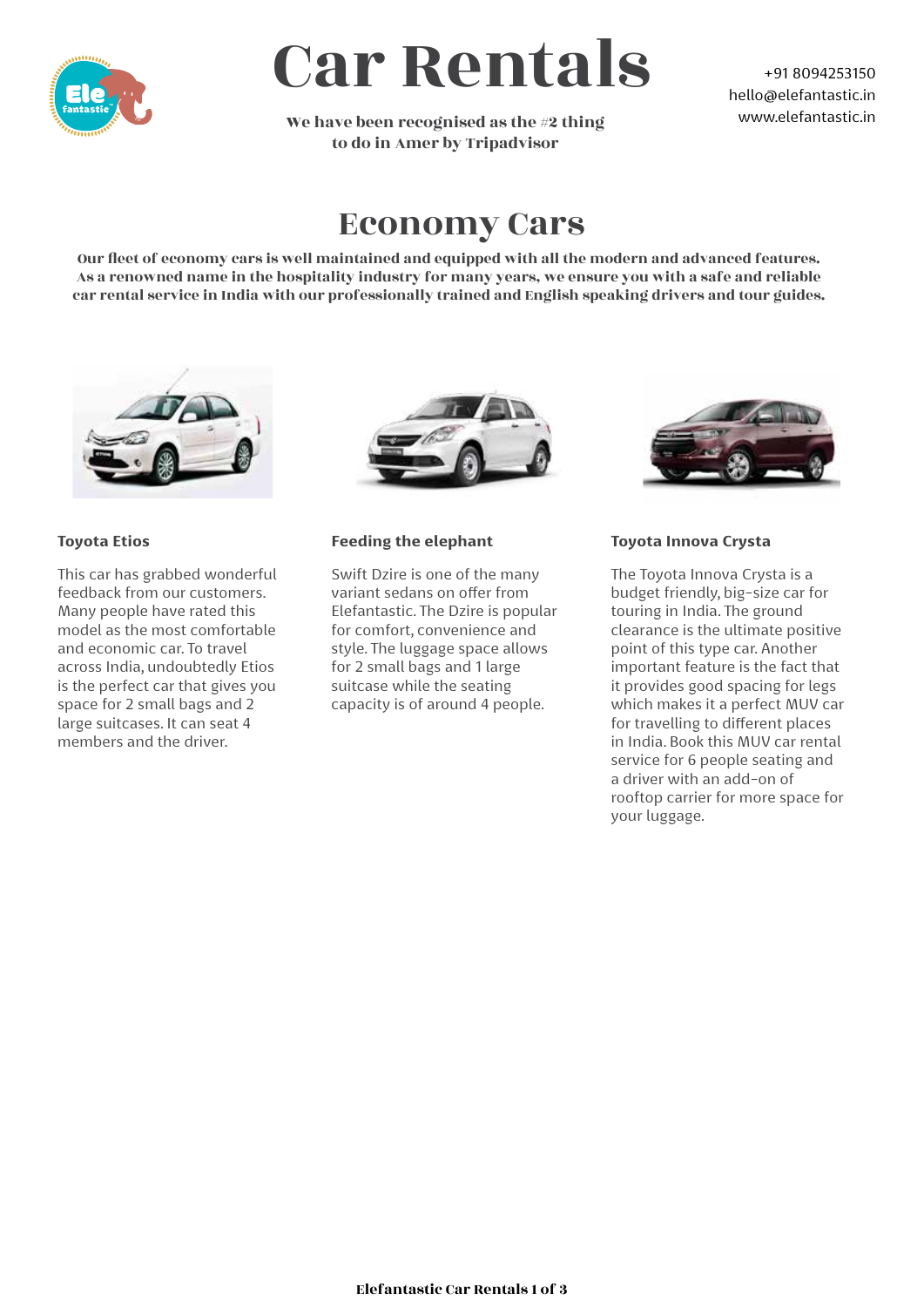# Car Rentals

We have been recognised as the #2 thing to do in Amer by Tripadvisor

+91 8094253150
hello@elefantastic.in
www.elefantastic.in

## Economy Cars

**Our fleet of economy cars is well maintained and equipped with all the modern and advanced features. As a renowned name in the hospitality industry for many years, we ensure you with a safe and reliable car rental service in India with our professionally trained and English speaking drivers and tour guides.**

### Toyota Etios

This car has grabbed wonderful feedback from our customers. Many people have rated this model as the most comfortable and economic car. To travel across India, undoubtedly Etios is the perfect car that gives you space for 2 small bags and 2 large suitcases. It can seat 4 members and the driver.

### Feeding the elephant

Swift Dzire is one of the many variant sedans on offer from Elefantastic. The Dzire is popular for comfort, convenience and style. The luggage space allows for 2 small bags and 1 large suitcase while the seating capacity is of around 4 people.

### Toyota Innova Crysta

The Toyota Innova Crysta is a budget friendly, big-size car for touring in India. The ground clearance is the ultimate positive point of this type car. Another important feature is the fact that it provides good spacing for legs which makes it a perfect MUV car for travelling to different places in India. Book this MUV car rental service for 6 people seating and a driver with an add-on of rooftop carrier for more space for your luggage.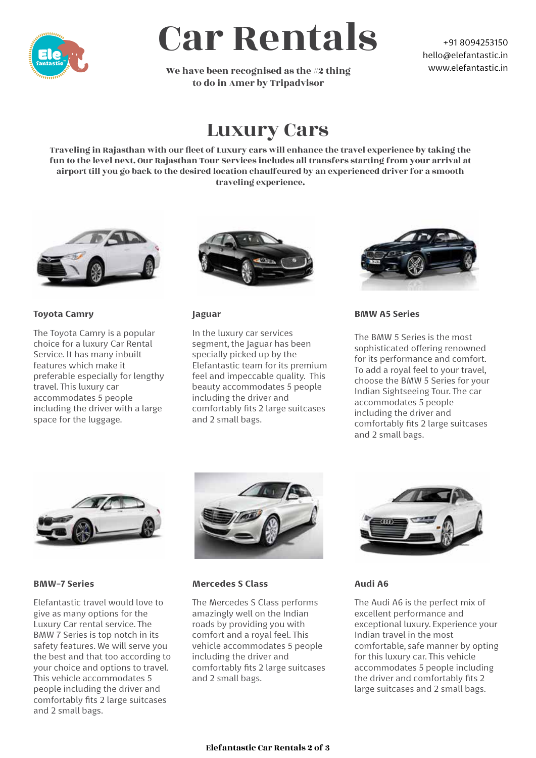# Car Rentals

**We have been recognised as the #2 thing to do in Amer by Tripadvisor**

+91 8094253150
hello@elefantastic.in
www.elefantastic.in

## Luxury Cars

**Traveling in Rajasthan with our fleet of Luxury cars will enhance the travel experience by taking the fun to the level next. Our Rajasthan Tour Services includes all transfers starting from your arrival at airport till you go back to the desired location chauffeured by an experienced driver for a smooth traveling experience.**

### Toyota Camry

The Toyota Camry is a popular choice for a luxury Car Rental Service. It has many inbuilt features which make it preferable especially for lengthy travel. This luxury car accommodates 5 people including the driver with a large space for the luggage.

### Jaguar

In the luxury car services segment, the Jaguar has been specially picked up by the Elefantastic team for its premium feel and impeccable quality. This beauty accommodates 5 people including the driver and comfortably fits 2 large suitcases and 2 small bags.

### BMW A5 Series

The BMW 5 Series is the most sophisticated offering renowned for its performance and comfort. To add a royal feel to your travel, choose the BMW 5 Series for your Indian Sightseeing Tour. The car accommodates 5 people including the driver and comfortably fits 2 large suitcases and 2 small bags.

### BMW-7 Series

Elefantastic travel would love to give as many options for the Luxury Car rental service. The BMW 7 Series is top notch in its safety features. We will serve you the best and that too according to your choice and options to travel. This vehicle accommodates 5 people including the driver and comfortably fits 2 large suitcases and 2 small bags.

### Mercedes S Class

The Mercedes S Class performs amazingly well on the Indian roads by providing you with comfort and a royal feel. This vehicle accommodates 5 people including the driver and comfortably fits 2 large suitcases and 2 small bags.

### Audi A6

The Audi A6 is the perfect mix of excellent performance and exceptional luxury. Experience your Indian travel in the most comfortable, safe manner by opting for this luxury car. This vehicle accommodates 5 people including the driver and comfortably fits 2 large suitcases and 2 small bags.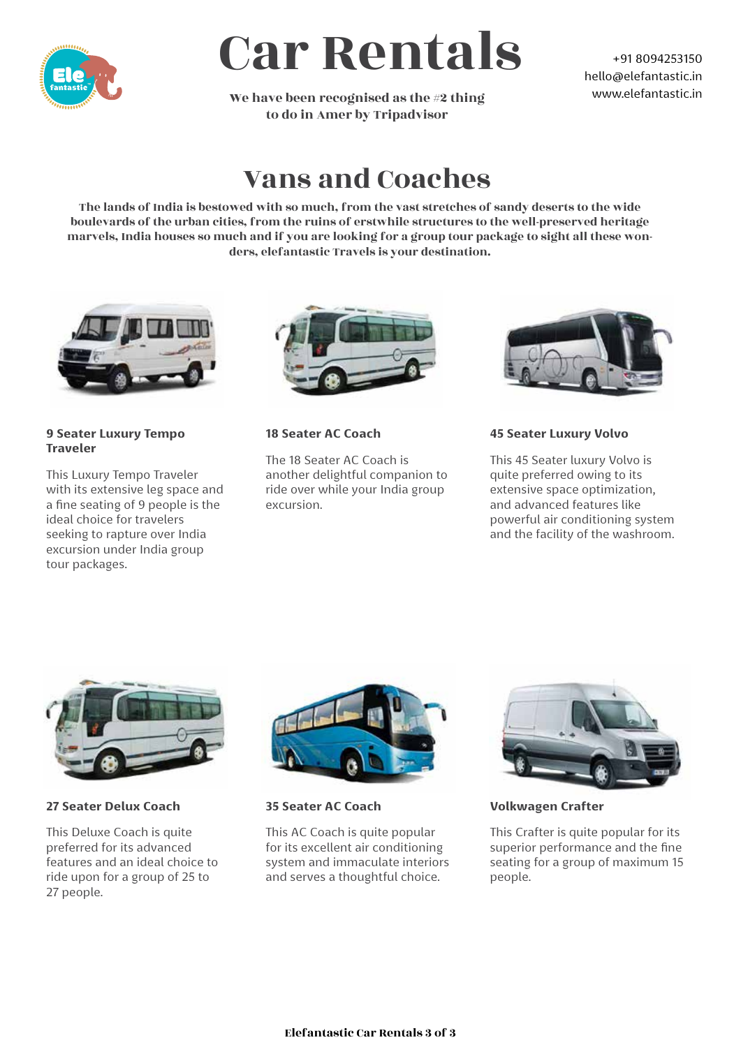# Car Rentals

We have been recognised as the #2 thing to do in Amer by Tripadvisor

+91 8094253150
hello@elefantastic.in
www.elefantastic.in

## Vans and Coaches

**The lands of India is bestowed with so much, from the vast stretches of sandy deserts to the wide boulevards of the urban cities, from the ruins of erstwhile structures to the well-preserved heritage marvels, India houses so much and if you are looking for a group tour package to sight all these wonders, elefantastic Travels is your destination.**

### 9 Seater Luxury Tempo Traveler

This Luxury Tempo Traveler with its extensive leg space and a fine seating of 9 people is the ideal choice for travelers seeking to rapture over India excursion under India group tour packages.

### 18 Seater AC Coach

The 18 Seater AC Coach is another delightful companion to ride over while your India group excursion.

### 45 Seater Luxury Volvo

This 45 Seater luxury Volvo is quite preferred owing to its extensive space optimization, and advanced features like powerful air conditioning system and the facility of the washroom.

### 27 Seater Delux Coach

This Deluxe Coach is quite preferred for its advanced features and an ideal choice to ride upon for a group of 25 to 27 people.

### 35 Seater AC Coach

This AC Coach is quite popular for its excellent air conditioning system and immaculate interiors and serves a thoughtful choice.

### Volkwagen Crafter

This Crafter is quite popular for its superior performance and the fine seating for a group of maximum 15 people.